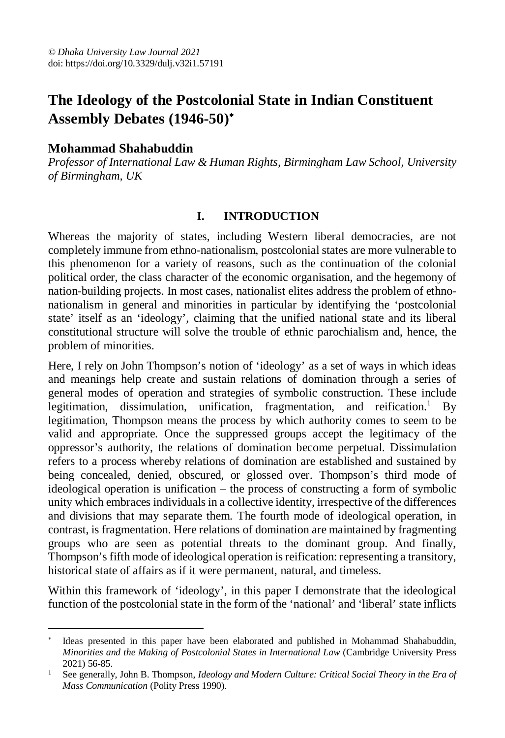© *Dhaka University Law Journal 2021*
doi: https://doi.org/10.3329/dulj.v32i1.57191

# The Ideology of the Postcolonial State in Indian Constituent Assembly Debates (1946-50)[*]

## Mohammad Shahabuddin

*Professor of International Law & Human Rights, Birmingham Law School, University of Birmingham, UK*

## I. INTRODUCTION

Whereas the majority of states, including Western liberal democracies, are not completely immune from ethno-nationalism, postcolonial states are more vulnerable to this phenomenon for a variety of reasons, such as the continuation of the colonial political order, the class character of the economic organisation, and the hegemony of nation-building projects. In most cases, nationalist elites address the problem of ethno-nationalism in general and minorities in particular by identifying the 'postcolonial state' itself as an 'ideology', claiming that the unified national state and its liberal constitutional structure will solve the trouble of ethnic parochialism and, hence, the problem of minorities.

Here, I rely on John Thompson's notion of 'ideology' as a set of ways in which ideas and meanings help create and sustain relations of domination through a series of general modes of operation and strategies of symbolic construction. These include legitimation, dissimulation, unification, fragmentation, and reification.[1] By legitimation, Thompson means the process by which authority comes to seem to be valid and appropriate. Once the suppressed groups accept the legitimacy of the oppressor's authority, the relations of domination become perpetual. Dissimulation refers to a process whereby relations of domination are established and sustained by being concealed, denied, obscured, or glossed over. Thompson's third mode of ideological operation is unification – the process of constructing a form of symbolic unity which embraces individuals in a collective identity, irrespective of the differences and divisions that may separate them. The fourth mode of ideological operation, in contrast, is fragmentation. Here relations of domination are maintained by fragmenting groups who are seen as potential threats to the dominant group. And finally, Thompson's fifth mode of ideological operation is reification: representing a transitory, historical state of affairs as if it were permanent, natural, and timeless.

Within this framework of 'ideology', in this paper I demonstrate that the ideological function of the postcolonial state in the form of the 'national' and 'liberal' state inflicts

---

[*] Ideas presented in this paper have been elaborated and published in Mohammad Shahabuddin, *Minorities and the Making of Postcolonial States in International Law* (Cambridge University Press 2021) 56-85.

[1] See generally, John B. Thompson, *Ideology and Modern Culture: Critical Social Theory in the Era of Mass Communication* (Polity Press 1990).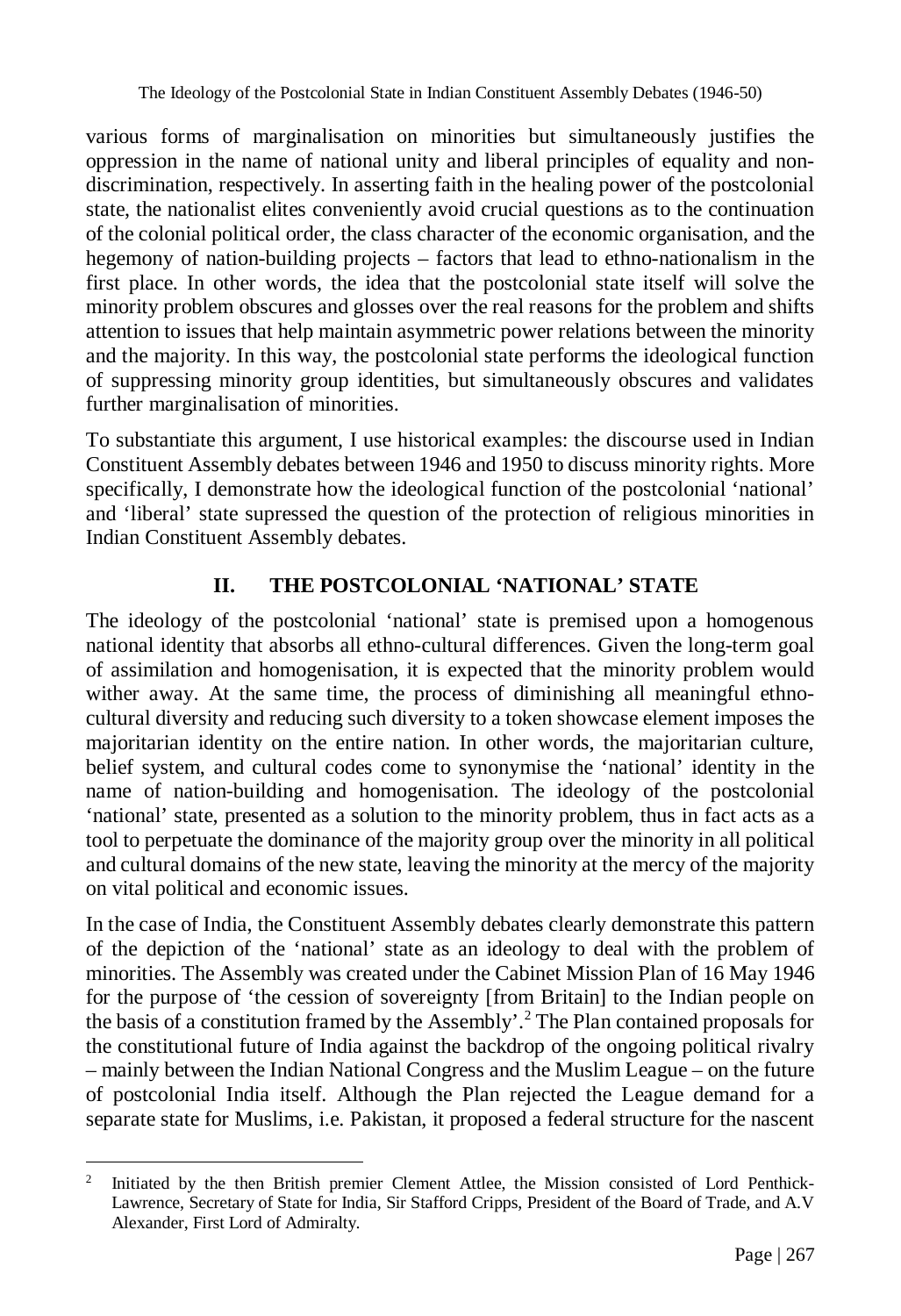various forms of marginalisation on minorities but simultaneously justifies the oppression in the name of national unity and liberal principles of equality and non-discrimination, respectively. In asserting faith in the healing power of the postcolonial state, the nationalist elites conveniently avoid crucial questions as to the continuation of the colonial political order, the class character of the economic organisation, and the hegemony of nation-building projects – factors that lead to ethno-nationalism in the first place. In other words, the idea that the postcolonial state itself will solve the minority problem obscures and glosses over the real reasons for the problem and shifts attention to issues that help maintain asymmetric power relations between the minority and the majority. In this way, the postcolonial state performs the ideological function of suppressing minority group identities, but simultaneously obscures and validates further marginalisation of minorities.

To substantiate this argument, I use historical examples: the discourse used in Indian Constituent Assembly debates between 1946 and 1950 to discuss minority rights. More specifically, I demonstrate how the ideological function of the postcolonial 'national' and 'liberal' state supressed the question of the protection of religious minorities in Indian Constituent Assembly debates.

## II. THE POSTCOLONIAL 'NATIONAL' STATE

The ideology of the postcolonial 'national' state is premised upon a homogenous national identity that absorbs all ethno-cultural differences. Given the long-term goal of assimilation and homogenisation, it is expected that the minority problem would wither away. At the same time, the process of diminishing all meaningful ethno-cultural diversity and reducing such diversity to a token showcase element imposes the majoritarian identity on the entire nation. In other words, the majoritarian culture, belief system, and cultural codes come to synonymise the 'national' identity in the name of nation-building and homogenisation. The ideology of the postcolonial 'national' state, presented as a solution to the minority problem, thus in fact acts as a tool to perpetuate the dominance of the majority group over the minority in all political and cultural domains of the new state, leaving the minority at the mercy of the majority on vital political and economic issues.

In the case of India, the Constituent Assembly debates clearly demonstrate this pattern of the depiction of the 'national' state as an ideology to deal with the problem of minorities. The Assembly was created under the Cabinet Mission Plan of 16 May 1946 for the purpose of 'the cession of sovereignty [from Britain] to the Indian people on the basis of a constitution framed by the Assembly'.[2] The Plan contained proposals for the constitutional future of India against the backdrop of the ongoing political rivalry – mainly between the Indian National Congress and the Muslim League – on the future of postcolonial India itself. Although the Plan rejected the League demand for a separate state for Muslims, i.e. Pakistan, it proposed a federal structure for the nascent

---

[2] Initiated by the then British premier Clement Attlee, the Mission consisted of Lord Penthick-Lawrence, Secretary of State for India, Sir Stafford Cripps, President of the Board of Trade, and A.V Alexander, First Lord of Admiralty.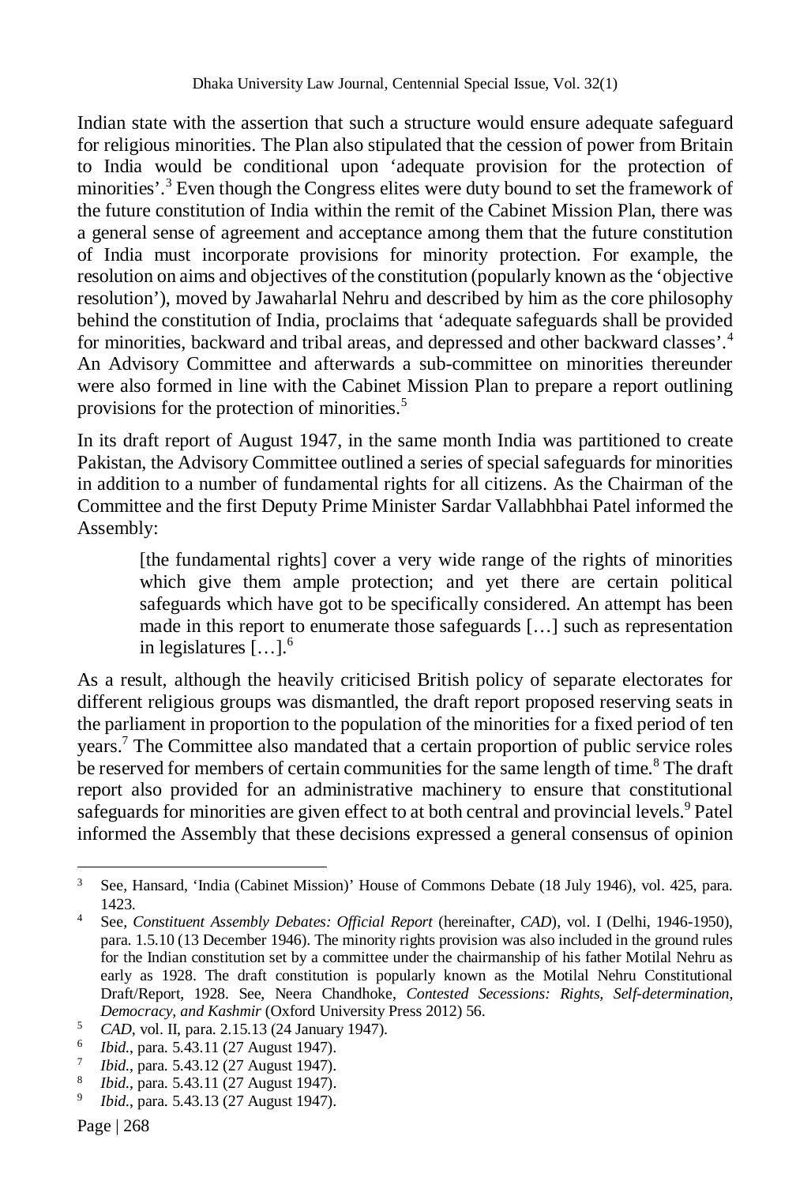Indian state with the assertion that such a structure would ensure adequate safeguard for religious minorities. The Plan also stipulated that the cession of power from Britain to India would be conditional upon 'adequate provision for the protection of minorities'.[3] Even though the Congress elites were duty bound to set the framework of the future constitution of India within the remit of the Cabinet Mission Plan, there was a general sense of agreement and acceptance among them that the future constitution of India must incorporate provisions for minority protection. For example, the resolution on aims and objectives of the constitution (popularly known as the 'objective resolution'), moved by Jawaharlal Nehru and described by him as the core philosophy behind the constitution of India, proclaims that 'adequate safeguards shall be provided for minorities, backward and tribal areas, and depressed and other backward classes'.[4] An Advisory Committee and afterwards a sub-committee on minorities thereunder were also formed in line with the Cabinet Mission Plan to prepare a report outlining provisions for the protection of minorities.[5]

In its draft report of August 1947, in the same month India was partitioned to create Pakistan, the Advisory Committee outlined a series of special safeguards for minorities in addition to a number of fundamental rights for all citizens. As the Chairman of the Committee and the first Deputy Prime Minister Sardar Vallabhbhai Patel informed the Assembly:

> [the fundamental rights] cover a very wide range of the rights of minorities which give them ample protection; and yet there are certain political safeguards which have got to be specifically considered. An attempt has been made in this report to enumerate those safeguards […] such as representation in legislatures […].[6]

As a result, although the heavily criticised British policy of separate electorates for different religious groups was dismantled, the draft report proposed reserving seats in the parliament in proportion to the population of the minorities for a fixed period of ten years.[7] The Committee also mandated that a certain proportion of public service roles be reserved for members of certain communities for the same length of time.[8] The draft report also provided for an administrative machinery to ensure that constitutional safeguards for minorities are given effect to at both central and provincial levels.[9] Patel informed the Assembly that these decisions expressed a general consensus of opinion

---

[3] See, Hansard, 'India (Cabinet Mission)' House of Commons Debate (18 July 1946), vol. 425, para. 1423.

[4] See, *Constituent Assembly Debates: Official Report* (hereinafter, *CAD*), vol. I (Delhi, 1946-1950), para. 1.5.10 (13 December 1946). The minority rights provision was also included in the ground rules for the Indian constitution set by a committee under the chairmanship of his father Motilal Nehru as early as 1928. The draft constitution is popularly known as the Motilal Nehru Constitutional Draft/Report, 1928. See, Neera Chandhoke, *Contested Secessions: Rights, Self-determination, Democracy, and Kashmir* (Oxford University Press 2012) 56.

[5] *CAD*, vol. II, para. 2.15.13 (24 January 1947).

[6] *Ibid.*, para. 5.43.11 (27 August 1947).

[7] *Ibid.*, para. 5.43.12 (27 August 1947).

[8] *Ibid.*, para. 5.43.11 (27 August 1947).

[9] *Ibid.*, para. 5.43.13 (27 August 1947).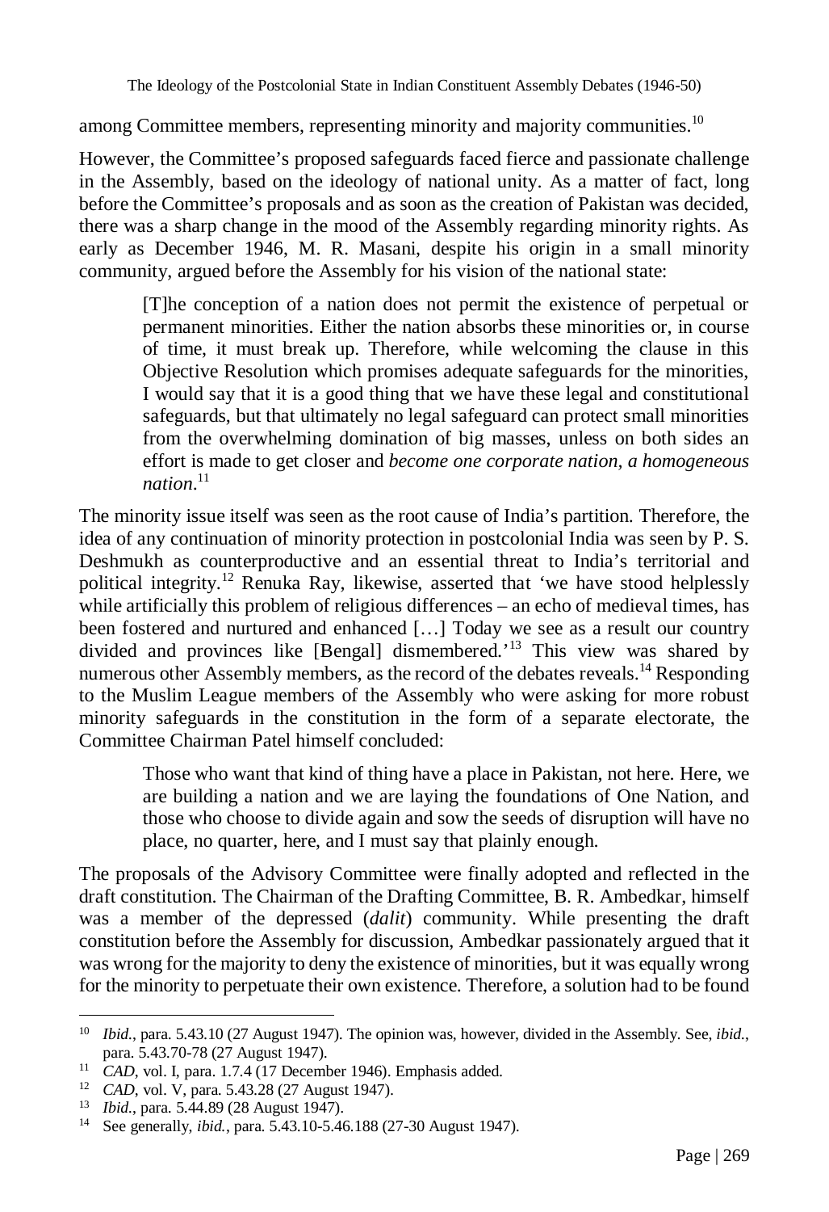among Committee members, representing minority and majority communities.[10]

However, the Committee's proposed safeguards faced fierce and passionate challenge in the Assembly, based on the ideology of national unity. As a matter of fact, long before the Committee's proposals and as soon as the creation of Pakistan was decided, there was a sharp change in the mood of the Assembly regarding minority rights. As early as December 1946, M. R. Masani, despite his origin in a small minority community, argued before the Assembly for his vision of the national state:

> [T]he conception of a nation does not permit the existence of perpetual or permanent minorities. Either the nation absorbs these minorities or, in course of time, it must break up. Therefore, while welcoming the clause in this Objective Resolution which promises adequate safeguards for the minorities, I would say that it is a good thing that we have these legal and constitutional safeguards, but that ultimately no legal safeguard can protect small minorities from the overwhelming domination of big masses, unless on both sides an effort is made to get closer and *become one corporate nation, a homogeneous nation*.[11]

The minority issue itself was seen as the root cause of India's partition. Therefore, the idea of any continuation of minority protection in postcolonial India was seen by P. S. Deshmukh as counterproductive and an essential threat to India's territorial and political integrity.[12] Renuka Ray, likewise, asserted that 'we have stood helplessly while artificially this problem of religious differences – an echo of medieval times, has been fostered and nurtured and enhanced […] Today we see as a result our country divided and provinces like [Bengal] dismembered.'[13] This view was shared by numerous other Assembly members, as the record of the debates reveals.[14] Responding to the Muslim League members of the Assembly who were asking for more robust minority safeguards in the constitution in the form of a separate electorate, the Committee Chairman Patel himself concluded:

> Those who want that kind of thing have a place in Pakistan, not here. Here, we are building a nation and we are laying the foundations of One Nation, and those who choose to divide again and sow the seeds of disruption will have no place, no quarter, here, and I must say that plainly enough.

The proposals of the Advisory Committee were finally adopted and reflected in the draft constitution. The Chairman of the Drafting Committee, B. R. Ambedkar, himself was a member of the depressed (*dalit*) community. While presenting the draft constitution before the Assembly for discussion, Ambedkar passionately argued that it was wrong for the majority to deny the existence of minorities, but it was equally wrong for the minority to perpetuate their own existence. Therefore, a solution had to be found

---

[10] *Ibid.*, para. 5.43.10 (27 August 1947). The opinion was, however, divided in the Assembly. See, *ibid.*, para. 5.43.70-78 (27 August 1947).

[11] *CAD*, vol. I, para. 1.7.4 (17 December 1946). Emphasis added.

[12] *CAD*, vol. V, para. 5.43.28 (27 August 1947).

[13] *Ibid.*, para. 5.44.89 (28 August 1947).

[14] See generally, *ibid.*, para. 5.43.10-5.46.188 (27-30 August 1947).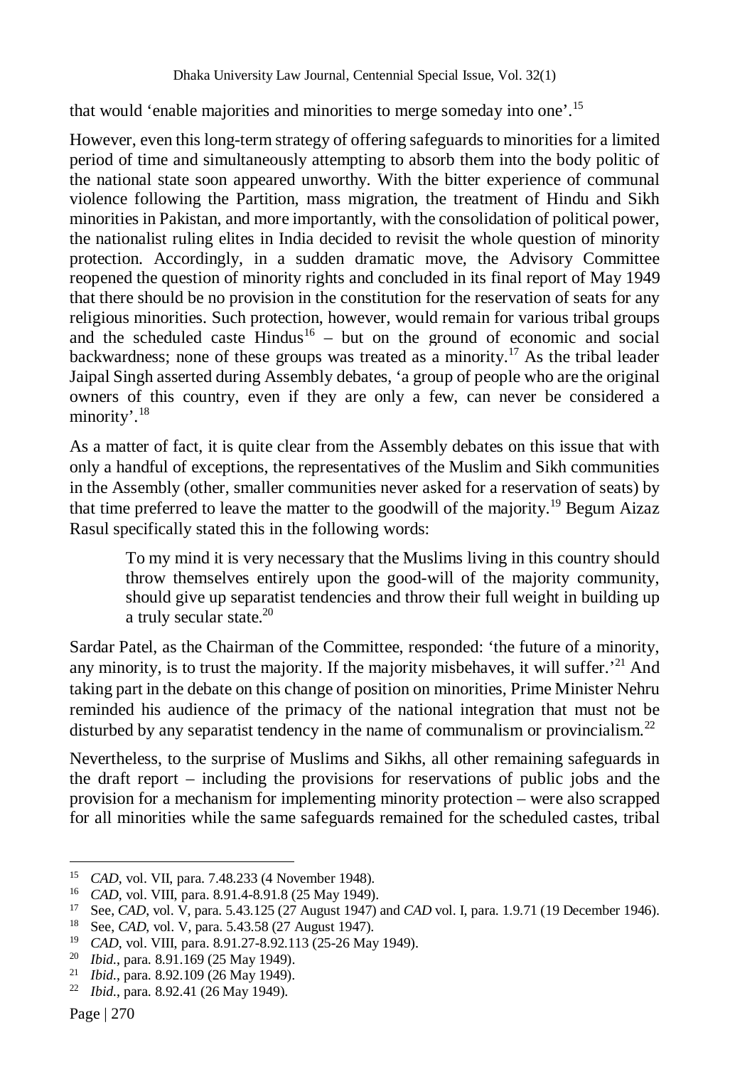that would 'enable majorities and minorities to merge someday into one'.[15]

However, even this long-term strategy of offering safeguards to minorities for a limited period of time and simultaneously attempting to absorb them into the body politic of the national state soon appeared unworthy. With the bitter experience of communal violence following the Partition, mass migration, the treatment of Hindu and Sikh minorities in Pakistan, and more importantly, with the consolidation of political power, the nationalist ruling elites in India decided to revisit the whole question of minority protection. Accordingly, in a sudden dramatic move, the Advisory Committee reopened the question of minority rights and concluded in its final report of May 1949 that there should be no provision in the constitution for the reservation of seats for any religious minorities. Such protection, however, would remain for various tribal groups and the scheduled caste Hindus[16] – but on the ground of economic and social backwardness; none of these groups was treated as a minority.[17] As the tribal leader Jaipal Singh asserted during Assembly debates, 'a group of people who are the original owners of this country, even if they are only a few, can never be considered a minority'.[18]

As a matter of fact, it is quite clear from the Assembly debates on this issue that with only a handful of exceptions, the representatives of the Muslim and Sikh communities in the Assembly (other, smaller communities never asked for a reservation of seats) by that time preferred to leave the matter to the goodwill of the majority.[19] Begum Aizaz Rasul specifically stated this in the following words:

> To my mind it is very necessary that the Muslims living in this country should throw themselves entirely upon the good-will of the majority community, should give up separatist tendencies and throw their full weight in building up a truly secular state.[20]

Sardar Patel, as the Chairman of the Committee, responded: 'the future of a minority, any minority, is to trust the majority. If the majority misbehaves, it will suffer.'[21] And taking part in the debate on this change of position on minorities, Prime Minister Nehru reminded his audience of the primacy of the national integration that must not be disturbed by any separatist tendency in the name of communalism or provincialism.[22]

Nevertheless, to the surprise of Muslims and Sikhs, all other remaining safeguards in the draft report – including the provisions for reservations of public jobs and the provision for a mechanism for implementing minority protection – were also scrapped for all minorities while the same safeguards remained for the scheduled castes, tribal

---

[15] *CAD*, vol. VII, para. 7.48.233 (4 November 1948).

[16] *CAD*, vol. VIII, para. 8.91.4-8.91.8 (25 May 1949).

[17] See, *CAD*, vol. V, para. 5.43.125 (27 August 1947) and *CAD* vol. I, para. 1.9.71 (19 December 1946).

[18] See, *CAD*, vol. V, para. 5.43.58 (27 August 1947).

[19] *CAD*, vol. VIII, para. 8.91.27-8.92.113 (25-26 May 1949).

[20] *Ibid.*, para. 8.91.169 (25 May 1949).

[21] *Ibid.*, para. 8.92.109 (26 May 1949).

[22] *Ibid.*, para. 8.92.41 (26 May 1949).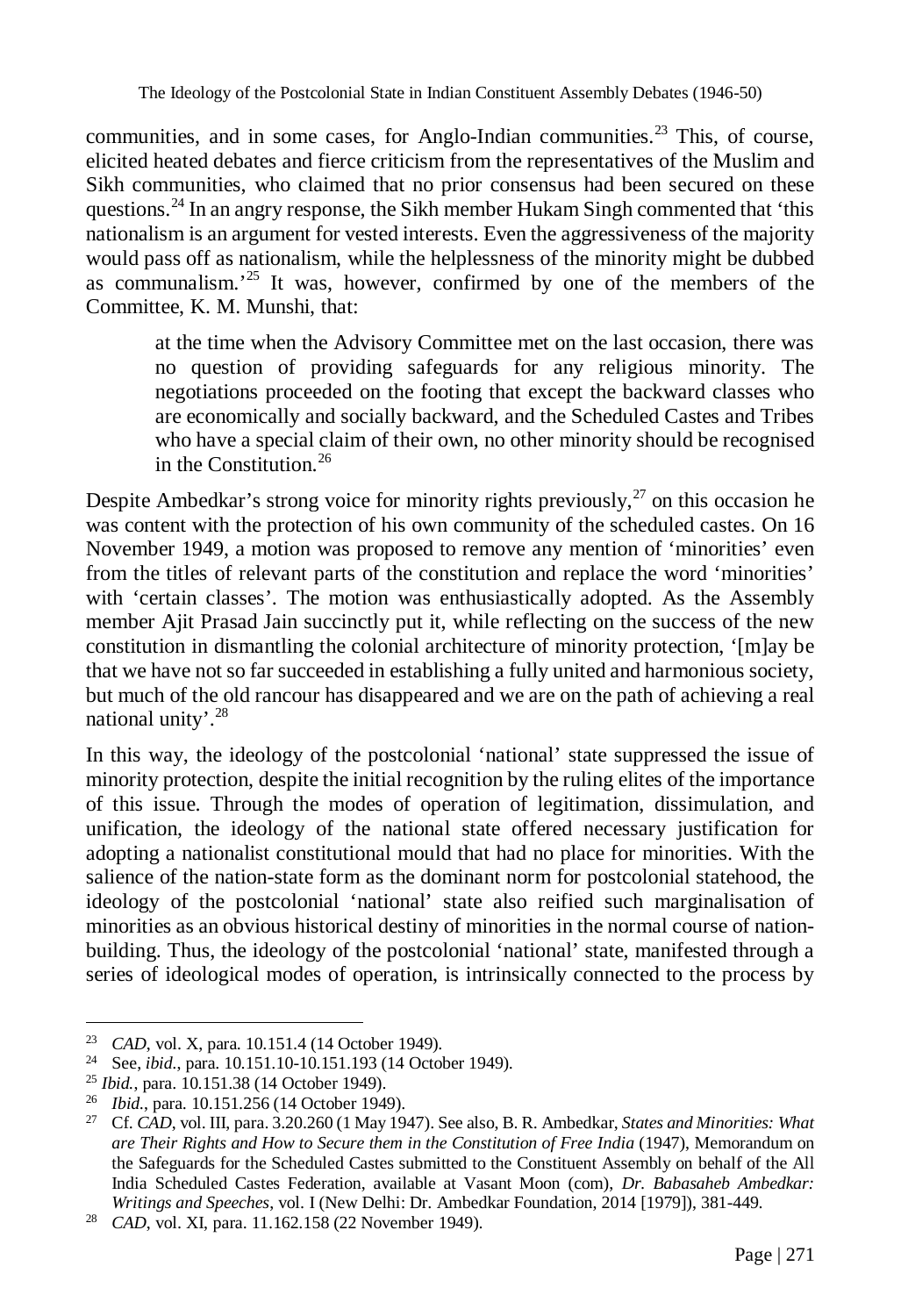communities, and in some cases, for Anglo-Indian communities.[23] This, of course, elicited heated debates and fierce criticism from the representatives of the Muslim and Sikh communities, who claimed that no prior consensus had been secured on these questions.[24] In an angry response, the Sikh member Hukam Singh commented that 'this nationalism is an argument for vested interests. Even the aggressiveness of the majority would pass off as nationalism, while the helplessness of the minority might be dubbed as communalism.'[25] It was, however, confirmed by one of the members of the Committee, K. M. Munshi, that:

> at the time when the Advisory Committee met on the last occasion, there was no question of providing safeguards for any religious minority. The negotiations proceeded on the footing that except the backward classes who are economically and socially backward, and the Scheduled Castes and Tribes who have a special claim of their own, no other minority should be recognised in the Constitution.[26]

Despite Ambedkar's strong voice for minority rights previously,[27] on this occasion he was content with the protection of his own community of the scheduled castes. On 16 November 1949, a motion was proposed to remove any mention of 'minorities' even from the titles of relevant parts of the constitution and replace the word 'minorities' with 'certain classes'. The motion was enthusiastically adopted. As the Assembly member Ajit Prasad Jain succinctly put it, while reflecting on the success of the new constitution in dismantling the colonial architecture of minority protection, '[m]ay be that we have not so far succeeded in establishing a fully united and harmonious society, but much of the old rancour has disappeared and we are on the path of achieving a real national unity'.[28]

In this way, the ideology of the postcolonial 'national' state suppressed the issue of minority protection, despite the initial recognition by the ruling elites of the importance of this issue. Through the modes of operation of legitimation, dissimulation, and unification, the ideology of the national state offered necessary justification for adopting a nationalist constitutional mould that had no place for minorities. With the salience of the nation-state form as the dominant norm for postcolonial statehood, the ideology of the postcolonial 'national' state also reified such marginalisation of minorities as an obvious historical destiny of minorities in the normal course of nation-building. Thus, the ideology of the postcolonial 'national' state, manifested through a series of ideological modes of operation, is intrinsically connected to the process by

---

[23] *CAD*, vol. X, para. 10.151.4 (14 October 1949).

[24] See, *ibid.*, para. 10.151.10-10.151.193 (14 October 1949).

[25] *Ibid.*, para. 10.151.38 (14 October 1949).

[26] *Ibid.*, para. 10.151.256 (14 October 1949).

[27] Cf. *CAD*, vol. III, para. 3.20.260 (1 May 1947). See also, B. R. Ambedkar, *States and Minorities: What are Their Rights and How to Secure them in the Constitution of Free India* (1947), Memorandum on the Safeguards for the Scheduled Castes submitted to the Constituent Assembly on behalf of the All India Scheduled Castes Federation, available at Vasant Moon (com), *Dr. Babasaheb Ambedkar: Writings and Speeches*, vol. I (New Delhi: Dr. Ambedkar Foundation, 2014 [1979]), 381-449.

[28] *CAD*, vol. XI, para. 11.162.158 (22 November 1949).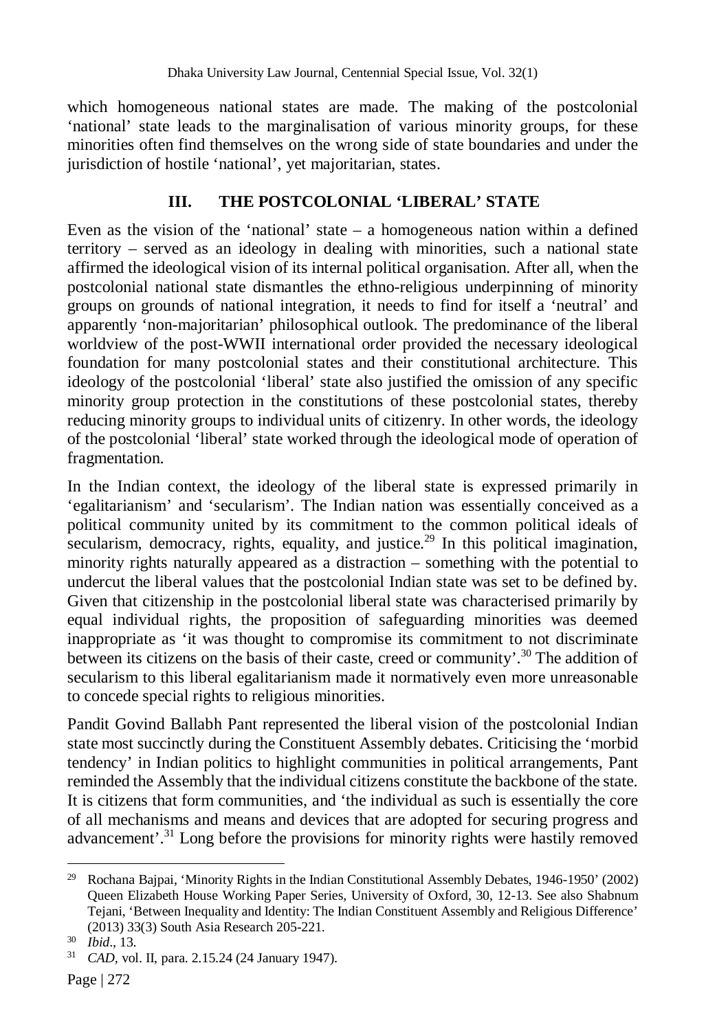which homogeneous national states are made. The making of the postcolonial 'national' state leads to the marginalisation of various minority groups, for these minorities often find themselves on the wrong side of state boundaries and under the jurisdiction of hostile 'national', yet majoritarian, states.

## III. THE POSTCOLONIAL 'LIBERAL' STATE

Even as the vision of the 'national' state – a homogeneous nation within a defined territory – served as an ideology in dealing with minorities, such a national state affirmed the ideological vision of its internal political organisation. After all, when the postcolonial national state dismantles the ethno-religious underpinning of minority groups on grounds of national integration, it needs to find for itself a 'neutral' and apparently 'non-majoritarian' philosophical outlook. The predominance of the liberal worldview of the post-WWII international order provided the necessary ideological foundation for many postcolonial states and their constitutional architecture. This ideology of the postcolonial 'liberal' state also justified the omission of any specific minority group protection in the constitutions of these postcolonial states, thereby reducing minority groups to individual units of citizenry. In other words, the ideology of the postcolonial 'liberal' state worked through the ideological mode of operation of fragmentation.

In the Indian context, the ideology of the liberal state is expressed primarily in 'egalitarianism' and 'secularism'. The Indian nation was essentially conceived as a political community united by its commitment to the common political ideals of secularism, democracy, rights, equality, and justice.[29] In this political imagination, minority rights naturally appeared as a distraction – something with the potential to undercut the liberal values that the postcolonial Indian state was set to be defined by. Given that citizenship in the postcolonial liberal state was characterised primarily by equal individual rights, the proposition of safeguarding minorities was deemed inappropriate as 'it was thought to compromise its commitment to not discriminate between its citizens on the basis of their caste, creed or community'.[30] The addition of secularism to this liberal egalitarianism made it normatively even more unreasonable to concede special rights to religious minorities.

Pandit Govind Ballabh Pant represented the liberal vision of the postcolonial Indian state most succinctly during the Constituent Assembly debates. Criticising the 'morbid tendency' in Indian politics to highlight communities in political arrangements, Pant reminded the Assembly that the individual citizens constitute the backbone of the state. It is citizens that form communities, and 'the individual as such is essentially the core of all mechanisms and means and devices that are adopted for securing progress and advancement'.[31] Long before the provisions for minority rights were hastily removed

---

[29] Rochana Bajpai, 'Minority Rights in the Indian Constitutional Assembly Debates, 1946-1950' (2002) Queen Elizabeth House Working Paper Series, University of Oxford, 30, 12-13. See also Shabnum Tejani, 'Between Inequality and Identity: The Indian Constituent Assembly and Religious Difference' (2013) 33(3) South Asia Research 205-221.

[30] *Ibid*., 13.

[31] *CAD*, vol. II, para. 2.15.24 (24 January 1947).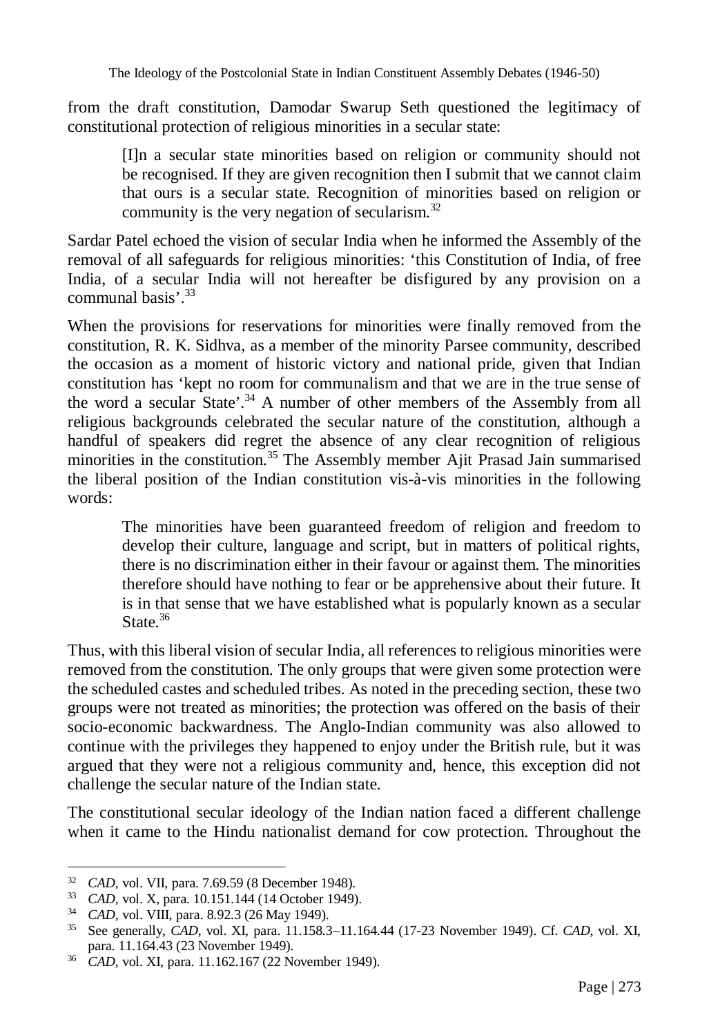from the draft constitution, Damodar Swarup Seth questioned the legitimacy of constitutional protection of religious minorities in a secular state:

> [I]n a secular state minorities based on religion or community should not be recognised. If they are given recognition then I submit that we cannot claim that ours is a secular state. Recognition of minorities based on religion or community is the very negation of secularism.[32]

Sardar Patel echoed the vision of secular India when he informed the Assembly of the removal of all safeguards for religious minorities: 'this Constitution of India, of free India, of a secular India will not hereafter be disfigured by any provision on a communal basis'.[33]

When the provisions for reservations for minorities were finally removed from the constitution, R. K. Sidhva, as a member of the minority Parsee community, described the occasion as a moment of historic victory and national pride, given that Indian constitution has 'kept no room for communalism and that we are in the true sense of the word a secular State'.[34] A number of other members of the Assembly from all religious backgrounds celebrated the secular nature of the constitution, although a handful of speakers did regret the absence of any clear recognition of religious minorities in the constitution.[35] The Assembly member Ajit Prasad Jain summarised the liberal position of the Indian constitution vis-à-vis minorities in the following words:

> The minorities have been guaranteed freedom of religion and freedom to develop their culture, language and script, but in matters of political rights, there is no discrimination either in their favour or against them. The minorities therefore should have nothing to fear or be apprehensive about their future. It is in that sense that we have established what is popularly known as a secular State.[36]

Thus, with this liberal vision of secular India, all references to religious minorities were removed from the constitution. The only groups that were given some protection were the scheduled castes and scheduled tribes. As noted in the preceding section, these two groups were not treated as minorities; the protection was offered on the basis of their socio-economic backwardness. The Anglo-Indian community was also allowed to continue with the privileges they happened to enjoy under the British rule, but it was argued that they were not a religious community and, hence, this exception did not challenge the secular nature of the Indian state.

The constitutional secular ideology of the Indian nation faced a different challenge when it came to the Hindu nationalist demand for cow protection. Throughout the

---

[32] *CAD*, vol. VII, para. 7.69.59 (8 December 1948).

[33] *CAD*, vol. X, para. 10.151.144 (14 October 1949).

[34] *CAD*, vol. VIII, para. 8.92.3 (26 May 1949).

[35] See generally, *CAD*, vol. XI, para. 11.158.3–11.164.44 (17-23 November 1949). Cf. *CAD*, vol. XI, para. 11.164.43 (23 November 1949).

[36] *CAD*, vol. XI, para. 11.162.167 (22 November 1949).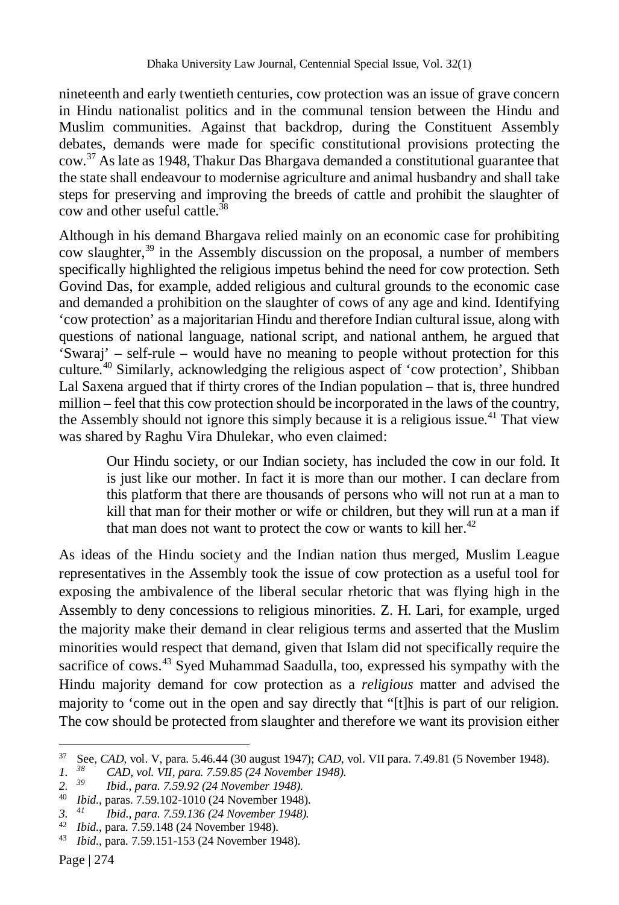nineteenth and early twentieth centuries, cow protection was an issue of grave concern in Hindu nationalist politics and in the communal tension between the Hindu and Muslim communities. Against that backdrop, during the Constituent Assembly debates, demands were made for specific constitutional provisions protecting the cow.[37] As late as 1948, Thakur Das Bhargava demanded a constitutional guarantee that the state shall endeavour to modernise agriculture and animal husbandry and shall take steps for preserving and improving the breeds of cattle and prohibit the slaughter of cow and other useful cattle.[38]

Although in his demand Bhargava relied mainly on an economic case for prohibiting cow slaughter,[39] in the Assembly discussion on the proposal, a number of members specifically highlighted the religious impetus behind the need for cow protection. Seth Govind Das, for example, added religious and cultural grounds to the economic case and demanded a prohibition on the slaughter of cows of any age and kind. Identifying 'cow protection' as a majoritarian Hindu and therefore Indian cultural issue, along with questions of national language, national script, and national anthem, he argued that 'Swaraj' – self-rule – would have no meaning to people without protection for this culture.[40] Similarly, acknowledging the religious aspect of 'cow protection', Shibban Lal Saxena argued that if thirty crores of the Indian population – that is, three hundred million – feel that this cow protection should be incorporated in the laws of the country, the Assembly should not ignore this simply because it is a religious issue.[41] That view was shared by Raghu Vira Dhulekar, who even claimed:

> Our Hindu society, or our Indian society, has included the cow in our fold. It is just like our mother. In fact it is more than our mother. I can declare from this platform that there are thousands of persons who will not run at a man to kill that man for their mother or wife or children, but they will run at a man if that man does not want to protect the cow or wants to kill her.[42]

As ideas of the Hindu society and the Indian nation thus merged, Muslim League representatives in the Assembly took the issue of cow protection as a useful tool for exposing the ambivalence of the liberal secular rhetoric that was flying high in the Assembly to deny concessions to religious minorities. Z. H. Lari, for example, urged the majority make their demand in clear religious terms and asserted that the Muslim minorities would respect that demand, given that Islam did not specifically require the sacrifice of cows.[43] Syed Muhammad Saadulla, too, expressed his sympathy with the Hindu majority demand for cow protection as a *religious* matter and advised the majority to 'come out in the open and say directly that "[t]his is part of our religion. The cow should be protected from slaughter and therefore we want its provision either

---

[37] See, *CAD*, vol. V, para. 5.46.44 (30 august 1947); *CAD*, vol. VII para. 7.49.81 (5 November 1948).

[38] *CAD, vol. VII, para. 7.59.85 (24 November 1948).*

[39] *Ibid., para. 7.59.92 (24 November 1948).*

[40] *Ibid.*, paras. 7.59.102-1010 (24 November 1948).

[41] *Ibid., para. 7.59.136 (24 November 1948).*

[42] *Ibid.*, para. 7.59.148 (24 November 1948).

[43] *Ibid.*, para. 7.59.151-153 (24 November 1948).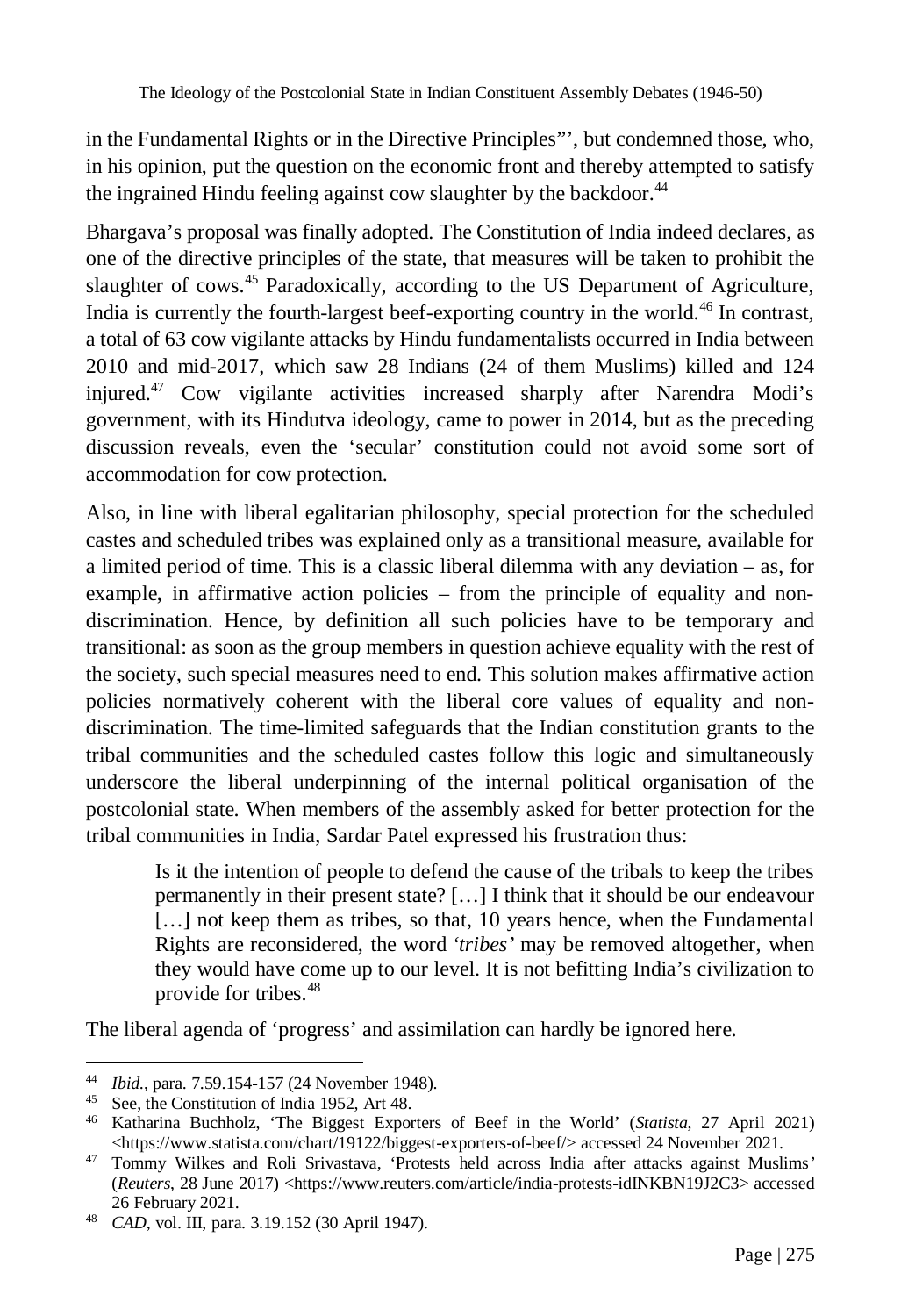in the Fundamental Rights or in the Directive Principles"', but condemned those, who, in his opinion, put the question on the economic front and thereby attempted to satisfy the ingrained Hindu feeling against cow slaughter by the backdoor.[44]

Bhargava's proposal was finally adopted. The Constitution of India indeed declares, as one of the directive principles of the state, that measures will be taken to prohibit the slaughter of cows.[45] Paradoxically, according to the US Department of Agriculture, India is currently the fourth-largest beef-exporting country in the world.[46] In contrast, a total of 63 cow vigilante attacks by Hindu fundamentalists occurred in India between 2010 and mid-2017, which saw 28 Indians (24 of them Muslims) killed and 124 injured.[47] Cow vigilante activities increased sharply after Narendra Modi's government, with its Hindutva ideology, came to power in 2014, but as the preceding discussion reveals, even the 'secular' constitution could not avoid some sort of accommodation for cow protection.

Also, in line with liberal egalitarian philosophy, special protection for the scheduled castes and scheduled tribes was explained only as a transitional measure, available for a limited period of time. This is a classic liberal dilemma with any deviation – as, for example, in affirmative action policies – from the principle of equality and non-discrimination. Hence, by definition all such policies have to be temporary and transitional: as soon as the group members in question achieve equality with the rest of the society, such special measures need to end. This solution makes affirmative action policies normatively coherent with the liberal core values of equality and non-discrimination. The time-limited safeguards that the Indian constitution grants to the tribal communities and the scheduled castes follow this logic and simultaneously underscore the liberal underpinning of the internal political organisation of the postcolonial state. When members of the assembly asked for better protection for the tribal communities in India, Sardar Patel expressed his frustration thus:

> Is it the intention of people to defend the cause of the tribals to keep the tribes permanently in their present state? […] I think that it should be our endeavour […] not keep them as tribes, so that, 10 years hence, when the Fundamental Rights are reconsidered, the word *'tribes'* may be removed altogether, when they would have come up to our level. It is not befitting India's civilization to provide for tribes.[48]

The liberal agenda of 'progress' and assimilation can hardly be ignored here.

---

[44] *Ibid.*, para. 7.59.154-157 (24 November 1948).

[45] See, the Constitution of India 1952, Art 48.

[46] Katharina Buchholz, 'The Biggest Exporters of Beef in the World' (*Statista*, 27 April 2021) <https://www.statista.com/chart/19122/biggest-exporters-of-beef/> accessed 24 November 2021.

[47] Tommy Wilkes and Roli Srivastava, 'Protests held across India after attacks against Muslims' (*Reuters*, 28 June 2017) <https://www.reuters.com/article/india-protests-idINKBN19J2C3> accessed 26 February 2021.

[48] *CAD*, vol. III, para. 3.19.152 (30 April 1947).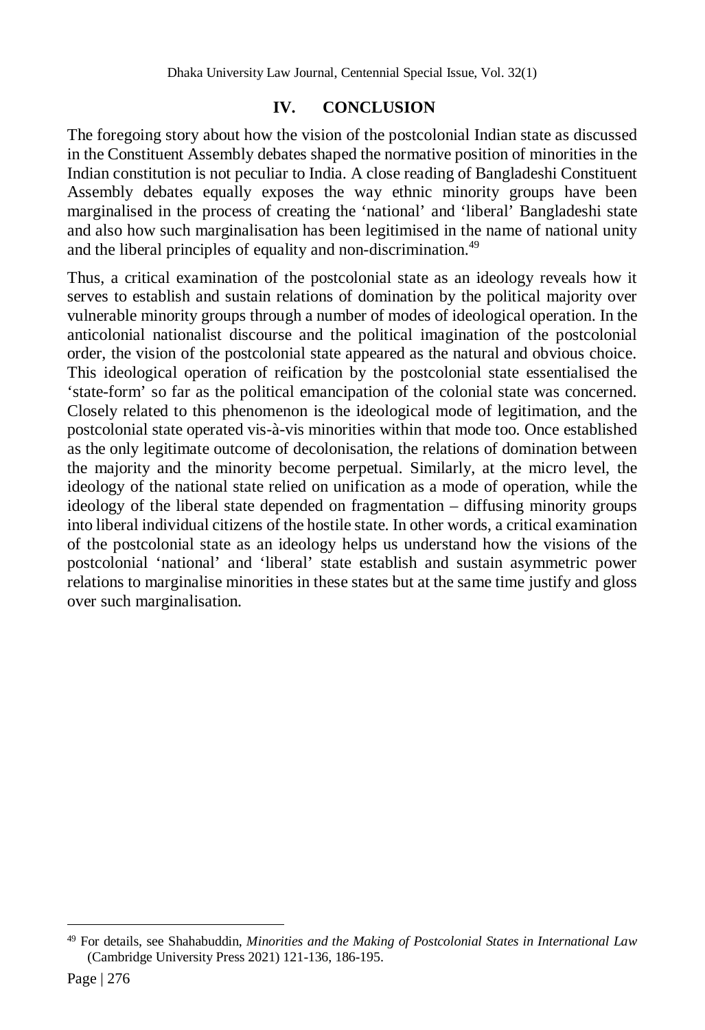## IV. CONCLUSION

The foregoing story about how the vision of the postcolonial Indian state as discussed in the Constituent Assembly debates shaped the normative position of minorities in the Indian constitution is not peculiar to India. A close reading of Bangladeshi Constituent Assembly debates equally exposes the way ethnic minority groups have been marginalised in the process of creating the 'national' and 'liberal' Bangladeshi state and also how such marginalisation has been legitimised in the name of national unity and the liberal principles of equality and non-discrimination.[49]

Thus, a critical examination of the postcolonial state as an ideology reveals how it serves to establish and sustain relations of domination by the political majority over vulnerable minority groups through a number of modes of ideological operation. In the anticolonial nationalist discourse and the political imagination of the postcolonial order, the vision of the postcolonial state appeared as the natural and obvious choice. This ideological operation of reification by the postcolonial state essentialised the 'state-form' so far as the political emancipation of the colonial state was concerned. Closely related to this phenomenon is the ideological mode of legitimation, and the postcolonial state operated vis-à-vis minorities within that mode too. Once established as the only legitimate outcome of decolonisation, the relations of domination between the majority and the minority become perpetual. Similarly, at the micro level, the ideology of the national state relied on unification as a mode of operation, while the ideology of the liberal state depended on fragmentation – diffusing minority groups into liberal individual citizens of the hostile state. In other words, a critical examination of the postcolonial state as an ideology helps us understand how the visions of the postcolonial 'national' and 'liberal' state establish and sustain asymmetric power relations to marginalise minorities in these states but at the same time justify and gloss over such marginalisation.

---

[49] For details, see Shahabuddin, *Minorities and the Making of Postcolonial States in International Law* (Cambridge University Press 2021) 121-136, 186-195.